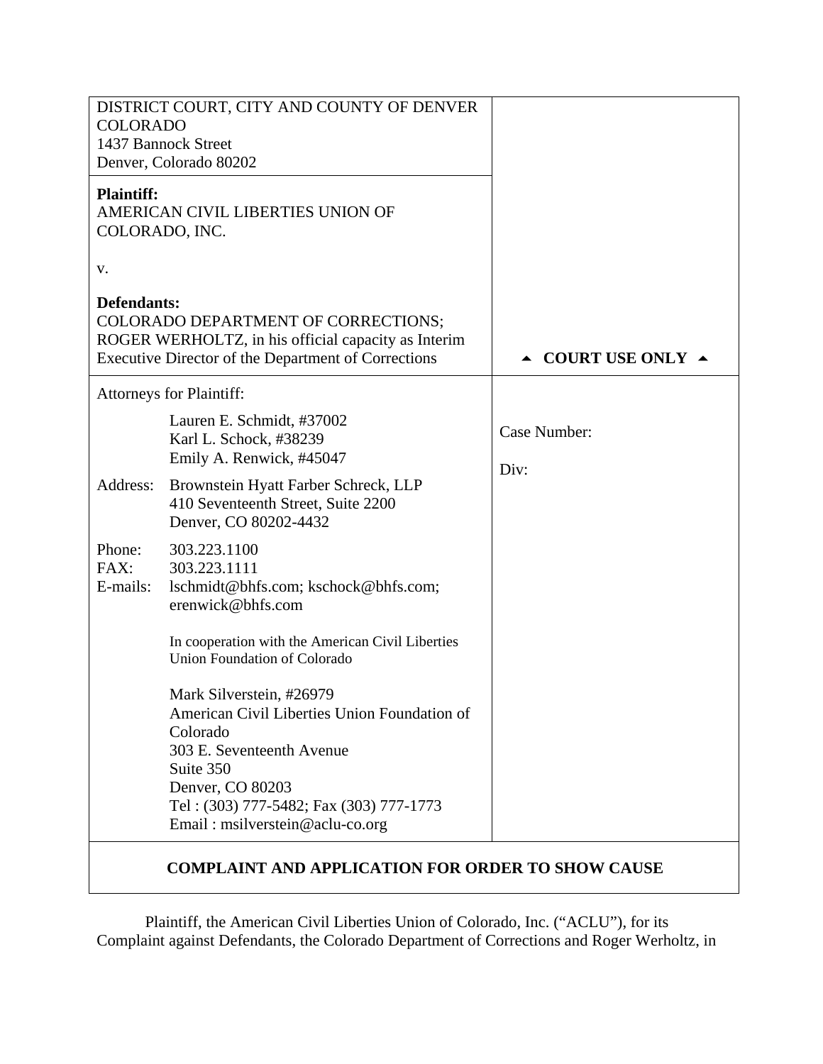| DISTRICT COURT, CITY AND COUNTY OF DENVER COLORADO<br>1437 Bannock Street<br>Denver, Colorado 80202 | |
|---|---|
| **Plaintiff:**<br>AMERICAN CIVIL LIBERTIES UNION OF COLORADO, INC.<br><br>v.<br><br>**Defendants:**<br>COLORADO DEPARTMENT OF CORRECTIONS; ROGER WERHOLTZ, in his official capacity as Interim Executive Director of the Department of Corrections | ▲ **COURT USE ONLY** ▲ |
| Attorneys for Plaintiff:<br>Lauren E. Schmidt, #37002<br>Karl L. Schock, #38239<br>Emily A. Renwick, #45047<br>Address: Brownstein Hyatt Farber Schreck, LLP<br>410 Seventeenth Street, Suite 2200<br>Denver, CO 80202-4432<br>Phone: 303.223.1100<br>FAX: 303.223.1111<br>E-mails: lschmidt@bhfs.com; kschock@bhfs.com; erenwick@bhfs.com<br><br>In cooperation with the American Civil Liberties Union Foundation of Colorado<br><br>Mark Silverstein, #26979<br>American Civil Liberties Union Foundation of Colorado<br>303 E. Seventeenth Avenue<br>Suite 350<br>Denver, CO 80203<br>Tel : (303) 777-5482; Fax (303) 777-1773<br>Email : msilverstein@aclu-co.org | Case Number:<br><br>Div: |

**COMPLAINT AND APPLICATION FOR ORDER TO SHOW CAUSE**

Plaintiff, the American Civil Liberties Union of Colorado, Inc. ("ACLU"), for its Complaint against Defendants, the Colorado Department of Corrections and Roger Werholtz, in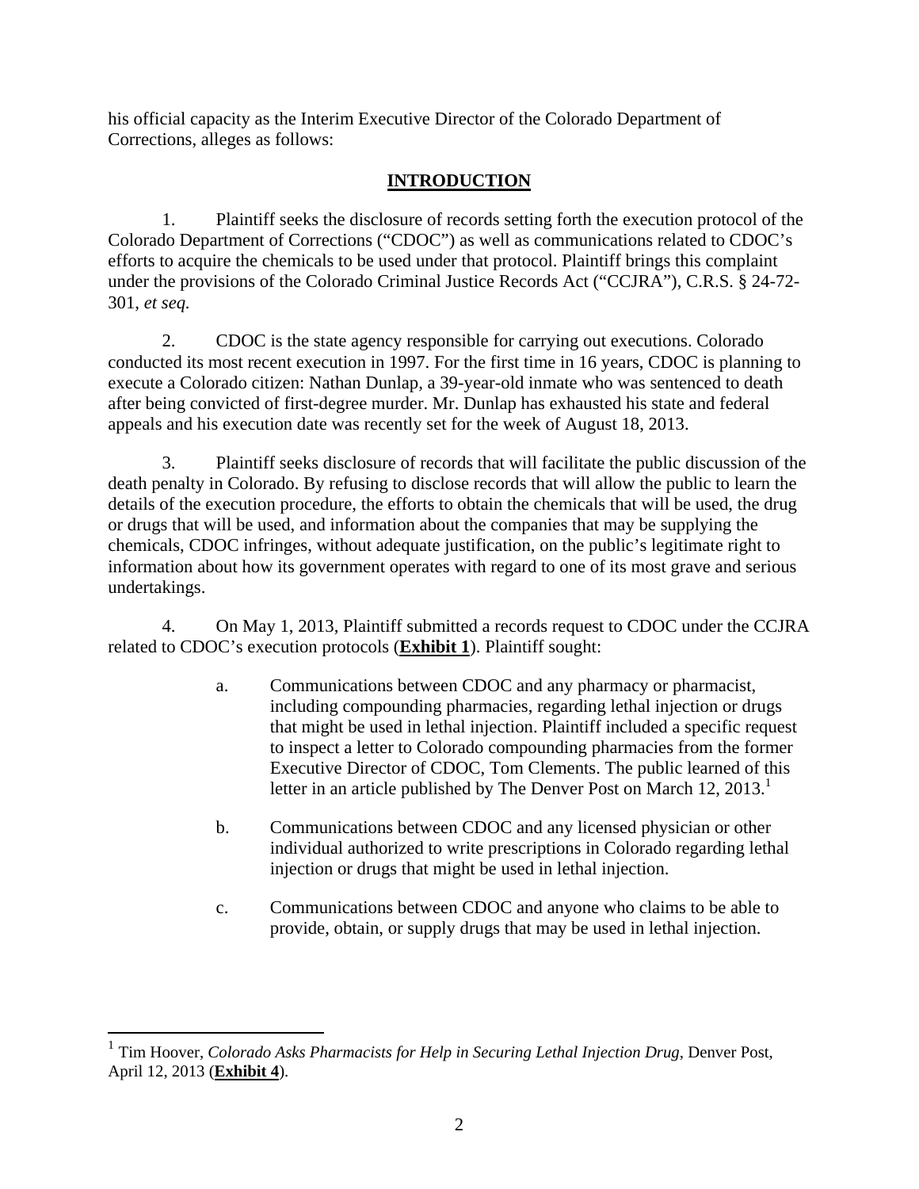his official capacity as the Interim Executive Director of the Colorado Department of Corrections, alleges as follows:

## **INTRODUCTION**

1. Plaintiff seeks the disclosure of records setting forth the execution protocol of the Colorado Department of Corrections ("CDOC") as well as communications related to CDOC's efforts to acquire the chemicals to be used under that protocol. Plaintiff brings this complaint under the provisions of the Colorado Criminal Justice Records Act ("CCJRA"), C.R.S. § 24-72-301, *et seq.*

2. CDOC is the state agency responsible for carrying out executions. Colorado conducted its most recent execution in 1997. For the first time in 16 years, CDOC is planning to execute a Colorado citizen: Nathan Dunlap, a 39-year-old inmate who was sentenced to death after being convicted of first-degree murder. Mr. Dunlap has exhausted his state and federal appeals and his execution date was recently set for the week of August 18, 2013.

3. Plaintiff seeks disclosure of records that will facilitate the public discussion of the death penalty in Colorado. By refusing to disclose records that will allow the public to learn the details of the execution procedure, the efforts to obtain the chemicals that will be used, the drug or drugs that will be used, and information about the companies that may be supplying the chemicals, CDOC infringes, without adequate justification, on the public's legitimate right to information about how its government operates with regard to one of its most grave and serious undertakings.

4. On May 1, 2013, Plaintiff submitted a records request to CDOC under the CCJRA related to CDOC's execution protocols (**Exhibit 1**). Plaintiff sought:

   a. Communications between CDOC and any pharmacy or pharmacist, including compounding pharmacies, regarding lethal injection or drugs that might be used in lethal injection. Plaintiff included a specific request to inspect a letter to Colorado compounding pharmacies from the former Executive Director of CDOC, Tom Clements. The public learned of this letter in an article published by The Denver Post on March 12, 2013.[1]

   b. Communications between CDOC and any licensed physician or other individual authorized to write prescriptions in Colorado regarding lethal injection or drugs that might be used in lethal injection.

   c. Communications between CDOC and anyone who claims to be able to provide, obtain, or supply drugs that may be used in lethal injection.

---

[1] Tim Hoover, *Colorado Asks Pharmacists for Help in Securing Lethal Injection Drug*, Denver Post, April 12, 2013 (**Exhibit 4**).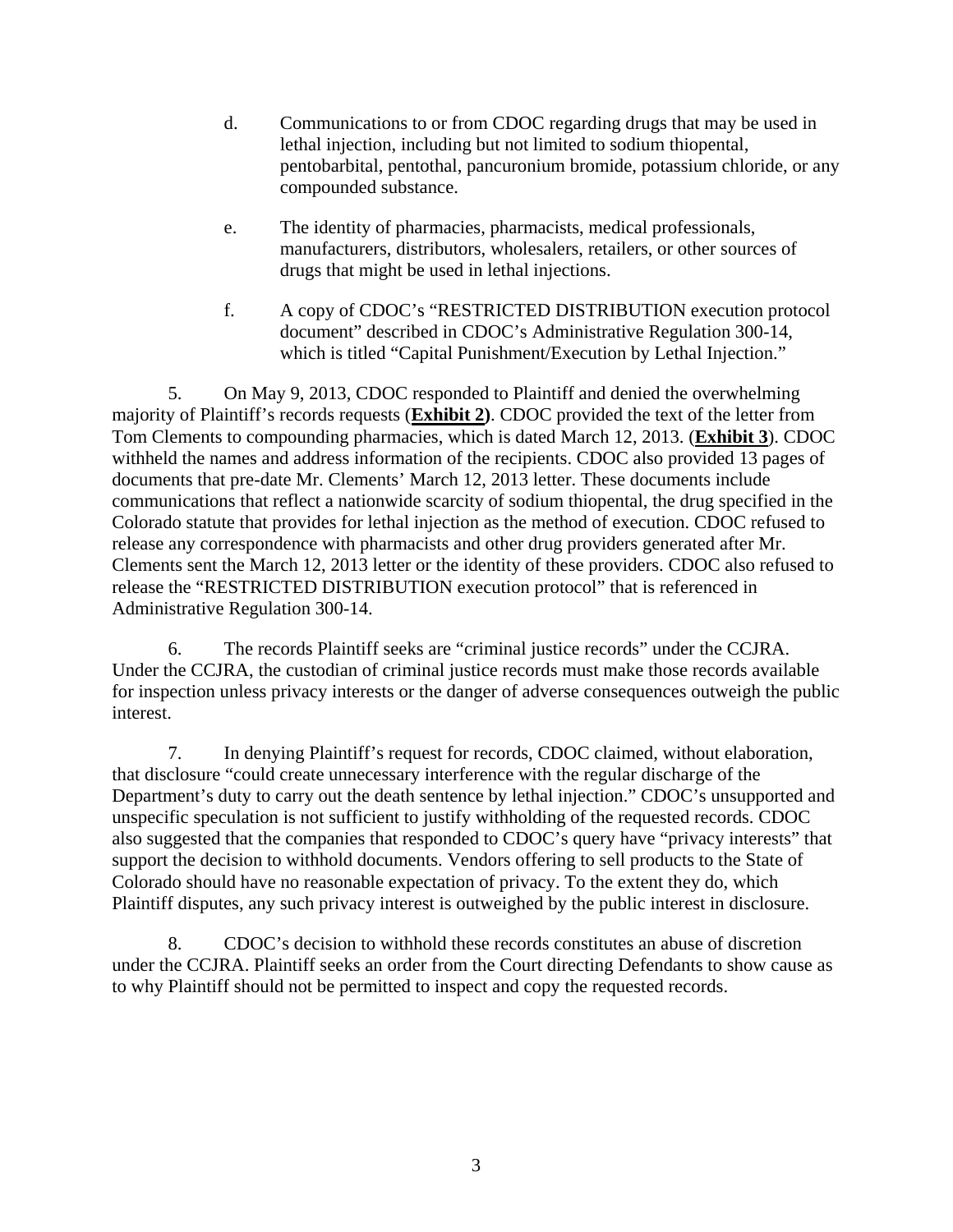d. Communications to or from CDOC regarding drugs that may be used in lethal injection, including but not limited to sodium thiopental, pentobarbital, pentothal, pancuronium bromide, potassium chloride, or any compounded substance.

e. The identity of pharmacies, pharmacists, medical professionals, manufacturers, distributors, wholesalers, retailers, or other sources of drugs that might be used in lethal injections.

f. A copy of CDOC's "RESTRICTED DISTRIBUTION execution protocol document" described in CDOC's Administrative Regulation 300-14, which is titled "Capital Punishment/Execution by Lethal Injection."

5. On May 9, 2013, CDOC responded to Plaintiff and denied the overwhelming majority of Plaintiff's records requests (**Exhibit 2)**. CDOC provided the text of the letter from Tom Clements to compounding pharmacies, which is dated March 12, 2013. (**Exhibit 3**). CDOC withheld the names and address information of the recipients. CDOC also provided 13 pages of documents that pre-date Mr. Clements' March 12, 2013 letter. These documents include communications that reflect a nationwide scarcity of sodium thiopental, the drug specified in the Colorado statute that provides for lethal injection as the method of execution. CDOC refused to release any correspondence with pharmacists and other drug providers generated after Mr. Clements sent the March 12, 2013 letter or the identity of these providers. CDOC also refused to release the "RESTRICTED DISTRIBUTION execution protocol" that is referenced in Administrative Regulation 300-14.

6. The records Plaintiff seeks are "criminal justice records" under the CCJRA. Under the CCJRA, the custodian of criminal justice records must make those records available for inspection unless privacy interests or the danger of adverse consequences outweigh the public interest.

7. In denying Plaintiff's request for records, CDOC claimed, without elaboration, that disclosure "could create unnecessary interference with the regular discharge of the Department's duty to carry out the death sentence by lethal injection." CDOC's unsupported and unspecific speculation is not sufficient to justify withholding of the requested records. CDOC also suggested that the companies that responded to CDOC's query have "privacy interests" that support the decision to withhold documents. Vendors offering to sell products to the State of Colorado should have no reasonable expectation of privacy. To the extent they do, which Plaintiff disputes, any such privacy interest is outweighed by the public interest in disclosure.

8. CDOC's decision to withhold these records constitutes an abuse of discretion under the CCJRA. Plaintiff seeks an order from the Court directing Defendants to show cause as to why Plaintiff should not be permitted to inspect and copy the requested records.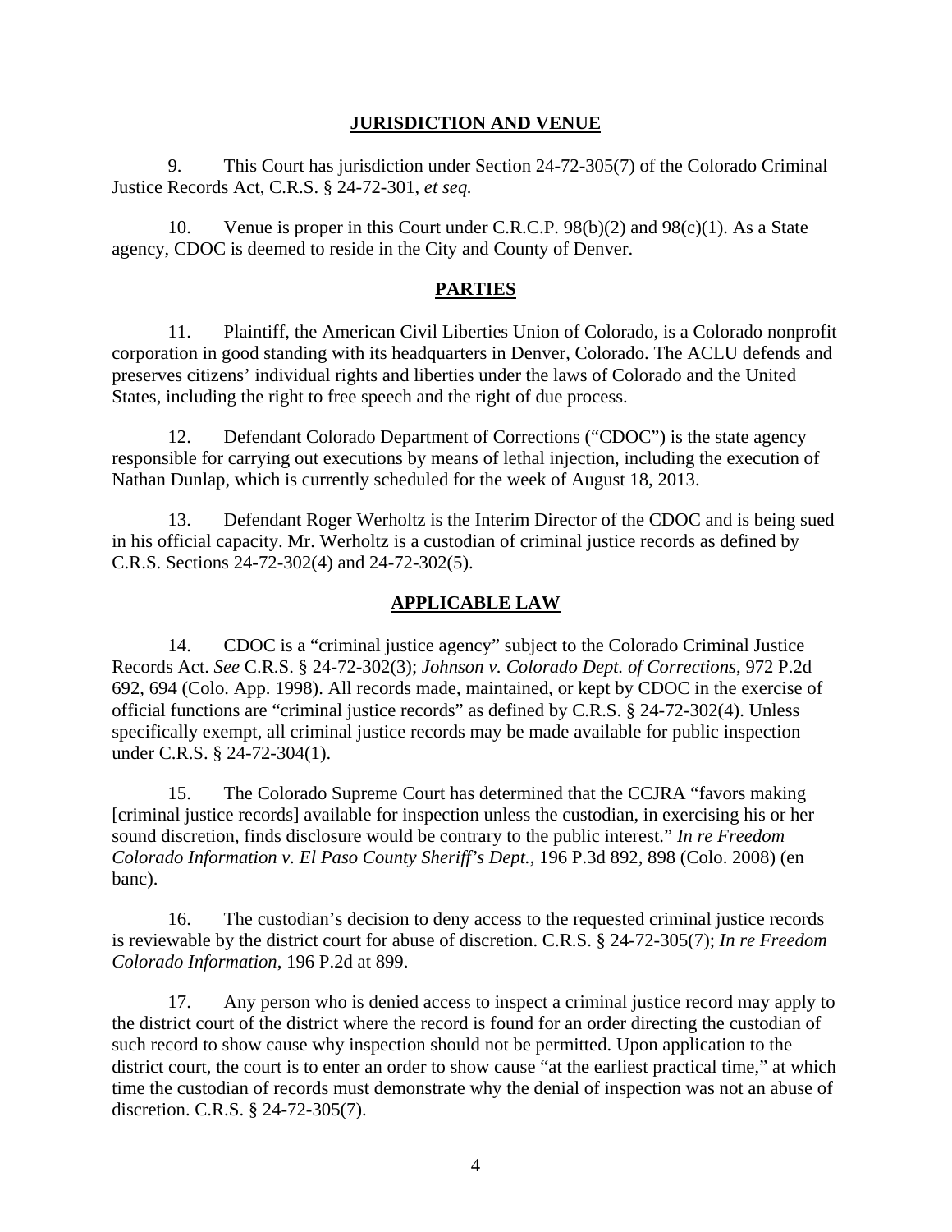## JURISDICTION AND VENUE

9. This Court has jurisdiction under Section 24-72-305(7) of the Colorado Criminal Justice Records Act, C.R.S. § 24-72-301, *et seq.*

10. Venue is proper in this Court under C.R.C.P. 98(b)(2) and 98(c)(1). As a State agency, CDOC is deemed to reside in the City and County of Denver.

## PARTIES

11. Plaintiff, the American Civil Liberties Union of Colorado, is a Colorado nonprofit corporation in good standing with its headquarters in Denver, Colorado. The ACLU defends and preserves citizens' individual rights and liberties under the laws of Colorado and the United States, including the right to free speech and the right of due process.

12. Defendant Colorado Department of Corrections ("CDOC") is the state agency responsible for carrying out executions by means of lethal injection, including the execution of Nathan Dunlap, which is currently scheduled for the week of August 18, 2013.

13. Defendant Roger Werholtz is the Interim Director of the CDOC and is being sued in his official capacity. Mr. Werholtz is a custodian of criminal justice records as defined by C.R.S. Sections 24-72-302(4) and 24-72-302(5).

## APPLICABLE LAW

14. CDOC is a "criminal justice agency" subject to the Colorado Criminal Justice Records Act. *See* C.R.S. § 24-72-302(3); *Johnson v. Colorado Dept. of Corrections*, 972 P.2d 692, 694 (Colo. App. 1998). All records made, maintained, or kept by CDOC in the exercise of official functions are "criminal justice records" as defined by C.R.S. § 24-72-302(4). Unless specifically exempt, all criminal justice records may be made available for public inspection under C.R.S. § 24-72-304(1).

15. The Colorado Supreme Court has determined that the CCJRA "favors making [criminal justice records] available for inspection unless the custodian, in exercising his or her sound discretion, finds disclosure would be contrary to the public interest." *In re Freedom Colorado Information v. El Paso County Sheriff's Dept.*, 196 P.3d 892, 898 (Colo. 2008) (en banc).

16. The custodian's decision to deny access to the requested criminal justice records is reviewable by the district court for abuse of discretion. C.R.S. § 24-72-305(7); *In re Freedom Colorado Information*, 196 P.2d at 899.

17. Any person who is denied access to inspect a criminal justice record may apply to the district court of the district where the record is found for an order directing the custodian of such record to show cause why inspection should not be permitted. Upon application to the district court, the court is to enter an order to show cause "at the earliest practical time," at which time the custodian of records must demonstrate why the denial of inspection was not an abuse of discretion. C.R.S. § 24-72-305(7).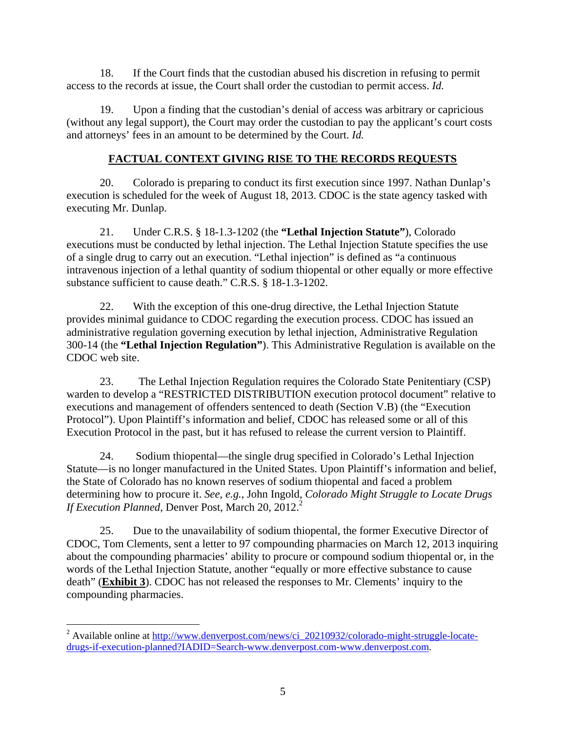18. If the Court finds that the custodian abused his discretion in refusing to permit access to the records at issue, the Court shall order the custodian to permit access. *Id.*

19. Upon a finding that the custodian's denial of access was arbitrary or capricious (without any legal support), the Court may order the custodian to pay the applicant's court costs and attorneys' fees in an amount to be determined by the Court. *Id.*

## FACTUAL CONTEXT GIVING RISE TO THE RECORDS REQUESTS

20. Colorado is preparing to conduct its first execution since 1997. Nathan Dunlap's execution is scheduled for the week of August 18, 2013. CDOC is the state agency tasked with executing Mr. Dunlap.

21. Under C.R.S. § 18-1.3-1202 (the **"Lethal Injection Statute"**), Colorado executions must be conducted by lethal injection. The Lethal Injection Statute specifies the use of a single drug to carry out an execution. "Lethal injection" is defined as "a continuous intravenous injection of a lethal quantity of sodium thiopental or other equally or more effective substance sufficient to cause death." C.R.S. § 18-1.3-1202.

22. With the exception of this one-drug directive, the Lethal Injection Statute provides minimal guidance to CDOC regarding the execution process. CDOC has issued an administrative regulation governing execution by lethal injection, Administrative Regulation 300-14 (the **"Lethal Injection Regulation"**). This Administrative Regulation is available on the CDOC web site.

23. The Lethal Injection Regulation requires the Colorado State Penitentiary (CSP) warden to develop a "RESTRICTED DISTRIBUTION execution protocol document" relative to executions and management of offenders sentenced to death (Section V.B) (the "Execution Protocol"). Upon Plaintiff's information and belief, CDOC has released some or all of this Execution Protocol in the past, but it has refused to release the current version to Plaintiff.

24. Sodium thiopental—the single drug specified in Colorado's Lethal Injection Statute—is no longer manufactured in the United States. Upon Plaintiff's information and belief, the State of Colorado has no known reserves of sodium thiopental and faced a problem determining how to procure it. *See*, *e.g.*, John Ingold, *Colorado Might Struggle to Locate Drugs If Execution Planned*, Denver Post, March 20, 2012.[2]

25. Due to the unavailability of sodium thiopental, the former Executive Director of CDOC, Tom Clements, sent a letter to 97 compounding pharmacies on March 12, 2013 inquiring about the compounding pharmacies' ability to procure or compound sodium thiopental or, in the words of the Lethal Injection Statute, another "equally or more effective substance to cause death" (**Exhibit 3**). CDOC has not released the responses to Mr. Clements' inquiry to the compounding pharmacies.

---

[2] Available online at http://www.denverpost.com/news/ci_20210932/colorado-might-struggle-locate-drugs-if-execution-planned?IADID=Search-www.denverpost.com-www.denverpost.com.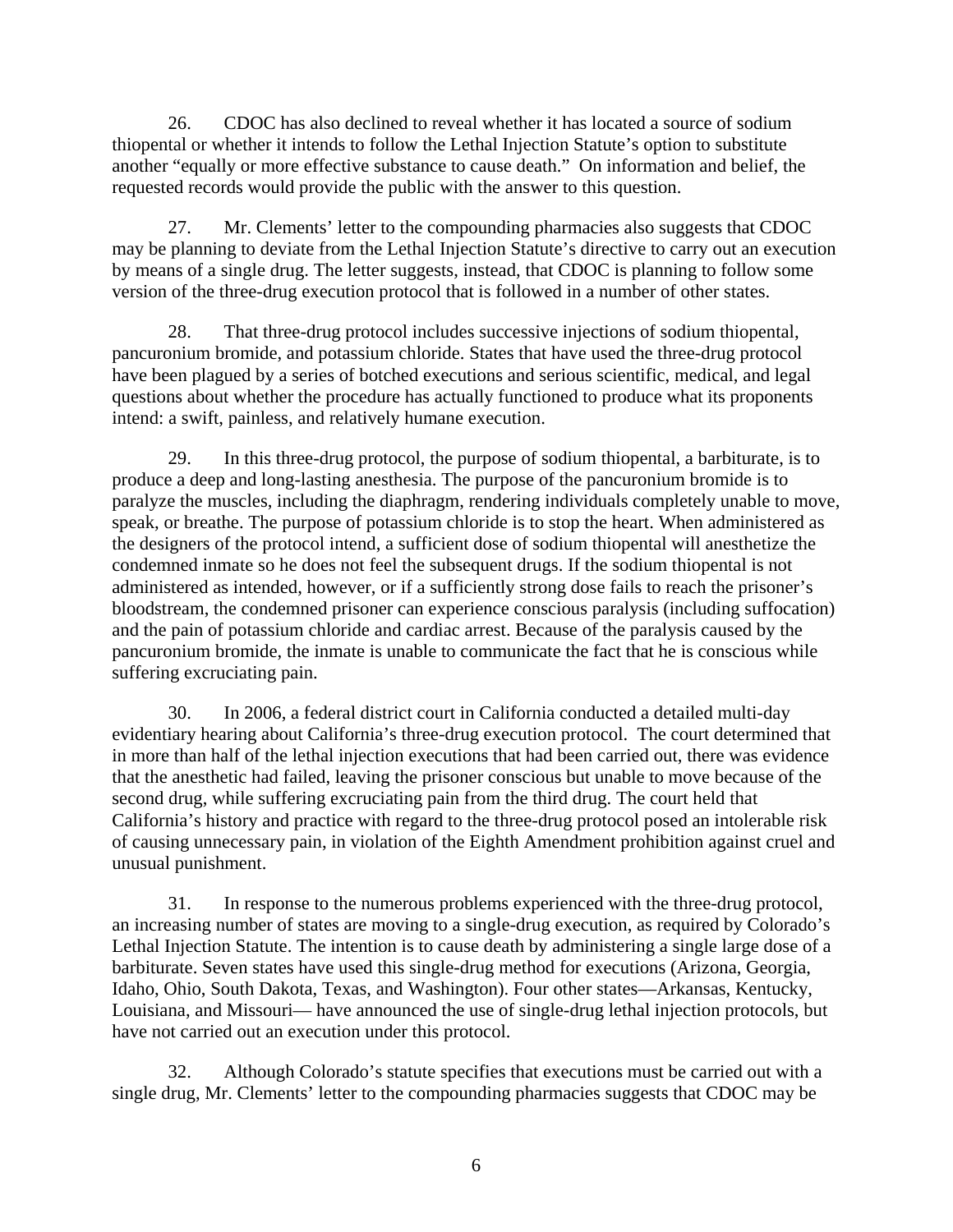26. CDOC has also declined to reveal whether it has located a source of sodium thiopental or whether it intends to follow the Lethal Injection Statute's option to substitute another "equally or more effective substance to cause death." On information and belief, the requested records would provide the public with the answer to this question.

27. Mr. Clements' letter to the compounding pharmacies also suggests that CDOC may be planning to deviate from the Lethal Injection Statute's directive to carry out an execution by means of a single drug. The letter suggests, instead, that CDOC is planning to follow some version of the three-drug execution protocol that is followed in a number of other states.

28. That three-drug protocol includes successive injections of sodium thiopental, pancuronium bromide, and potassium chloride. States that have used the three-drug protocol have been plagued by a series of botched executions and serious scientific, medical, and legal questions about whether the procedure has actually functioned to produce what its proponents intend: a swift, painless, and relatively humane execution.

29. In this three-drug protocol, the purpose of sodium thiopental, a barbiturate, is to produce a deep and long-lasting anesthesia. The purpose of the pancuronium bromide is to paralyze the muscles, including the diaphragm, rendering individuals completely unable to move, speak, or breathe. The purpose of potassium chloride is to stop the heart. When administered as the designers of the protocol intend, a sufficient dose of sodium thiopental will anesthetize the condemned inmate so he does not feel the subsequent drugs. If the sodium thiopental is not administered as intended, however, or if a sufficiently strong dose fails to reach the prisoner's bloodstream, the condemned prisoner can experience conscious paralysis (including suffocation) and the pain of potassium chloride and cardiac arrest. Because of the paralysis caused by the pancuronium bromide, the inmate is unable to communicate the fact that he is conscious while suffering excruciating pain.

30. In 2006, a federal district court in California conducted a detailed multi-day evidentiary hearing about California's three-drug execution protocol. The court determined that in more than half of the lethal injection executions that had been carried out, there was evidence that the anesthetic had failed, leaving the prisoner conscious but unable to move because of the second drug, while suffering excruciating pain from the third drug. The court held that California's history and practice with regard to the three-drug protocol posed an intolerable risk of causing unnecessary pain, in violation of the Eighth Amendment prohibition against cruel and unusual punishment.

31. In response to the numerous problems experienced with the three-drug protocol, an increasing number of states are moving to a single-drug execution, as required by Colorado's Lethal Injection Statute. The intention is to cause death by administering a single large dose of a barbiturate. Seven states have used this single-drug method for executions (Arizona, Georgia, Idaho, Ohio, South Dakota, Texas, and Washington). Four other states—Arkansas, Kentucky, Louisiana, and Missouri— have announced the use of single-drug lethal injection protocols, but have not carried out an execution under this protocol.

32. Although Colorado's statute specifies that executions must be carried out with a single drug, Mr. Clements' letter to the compounding pharmacies suggests that CDOC may be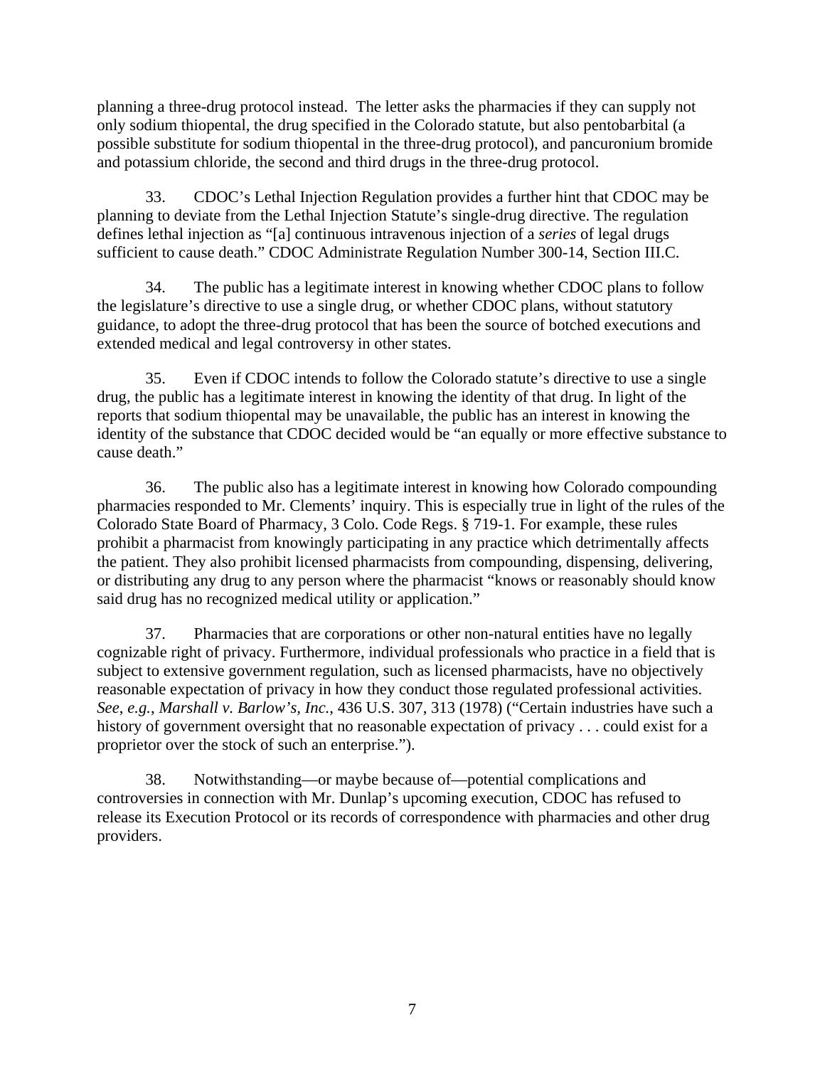planning a three-drug protocol instead. The letter asks the pharmacies if they can supply not only sodium thiopental, the drug specified in the Colorado statute, but also pentobarbital (a possible substitute for sodium thiopental in the three-drug protocol), and pancuronium bromide and potassium chloride, the second and third drugs in the three-drug protocol.

33. CDOC's Lethal Injection Regulation provides a further hint that CDOC may be planning to deviate from the Lethal Injection Statute's single-drug directive. The regulation defines lethal injection as "[a] continuous intravenous injection of a *series* of legal drugs sufficient to cause death." CDOC Administrate Regulation Number 300-14, Section III.C.

34. The public has a legitimate interest in knowing whether CDOC plans to follow the legislature's directive to use a single drug, or whether CDOC plans, without statutory guidance, to adopt the three-drug protocol that has been the source of botched executions and extended medical and legal controversy in other states.

35. Even if CDOC intends to follow the Colorado statute's directive to use a single drug, the public has a legitimate interest in knowing the identity of that drug. In light of the reports that sodium thiopental may be unavailable, the public has an interest in knowing the identity of the substance that CDOC decided would be "an equally or more effective substance to cause death."

36. The public also has a legitimate interest in knowing how Colorado compounding pharmacies responded to Mr. Clements' inquiry. This is especially true in light of the rules of the Colorado State Board of Pharmacy, 3 Colo. Code Regs. § 719-1. For example, these rules prohibit a pharmacist from knowingly participating in any practice which detrimentally affects the patient. They also prohibit licensed pharmacists from compounding, dispensing, delivering, or distributing any drug to any person where the pharmacist "knows or reasonably should know said drug has no recognized medical utility or application."

37. Pharmacies that are corporations or other non-natural entities have no legally cognizable right of privacy. Furthermore, individual professionals who practice in a field that is subject to extensive government regulation, such as licensed pharmacists, have no objectively reasonable expectation of privacy in how they conduct those regulated professional activities. *See*, *e.g.*, *Marshall v. Barlow's, Inc.*, 436 U.S. 307, 313 (1978) ("Certain industries have such a history of government oversight that no reasonable expectation of privacy . . . could exist for a proprietor over the stock of such an enterprise.").

38. Notwithstanding—or maybe because of—potential complications and controversies in connection with Mr. Dunlap's upcoming execution, CDOC has refused to release its Execution Protocol or its records of correspondence with pharmacies and other drug providers.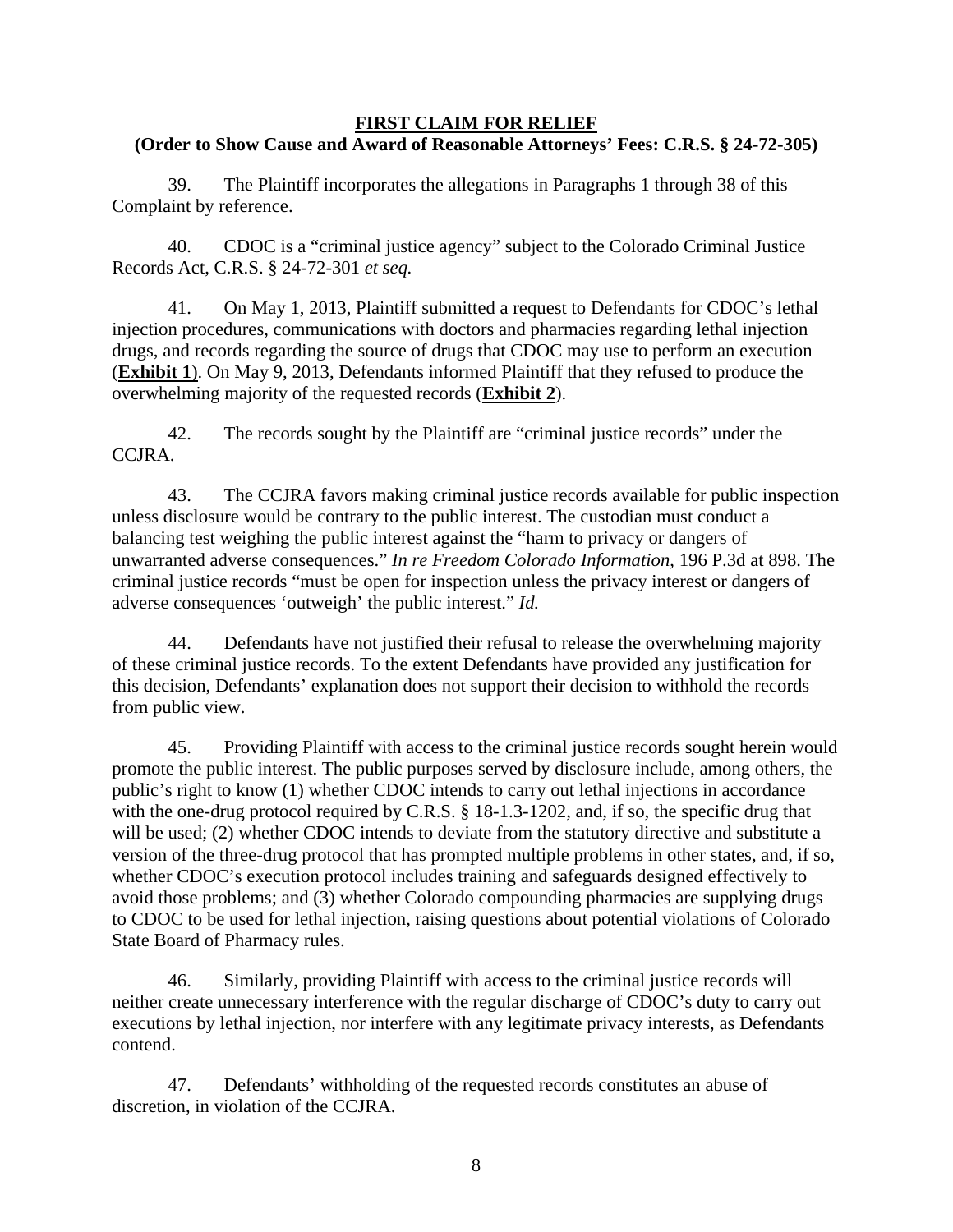## FIRST CLAIM FOR RELIEF

### (Order to Show Cause and Award of Reasonable Attorneys' Fees: C.R.S. § 24-72-305)

39. The Plaintiff incorporates the allegations in Paragraphs 1 through 38 of this Complaint by reference.

40. CDOC is a "criminal justice agency" subject to the Colorado Criminal Justice Records Act, C.R.S. § 24-72-301 *et seq.*

41. On May 1, 2013, Plaintiff submitted a request to Defendants for CDOC's lethal injection procedures, communications with doctors and pharmacies regarding lethal injection drugs, and records regarding the source of drugs that CDOC may use to perform an execution (**Exhibit 1**). On May 9, 2013, Defendants informed Plaintiff that they refused to produce the overwhelming majority of the requested records (**Exhibit 2**).

42. The records sought by the Plaintiff are "criminal justice records" under the CCJRA.

43. The CCJRA favors making criminal justice records available for public inspection unless disclosure would be contrary to the public interest. The custodian must conduct a balancing test weighing the public interest against the "harm to privacy or dangers of unwarranted adverse consequences." *In re Freedom Colorado Information*, 196 P.3d at 898. The criminal justice records "must be open for inspection unless the privacy interest or dangers of adverse consequences 'outweigh' the public interest." *Id.*

44. Defendants have not justified their refusal to release the overwhelming majority of these criminal justice records. To the extent Defendants have provided any justification for this decision, Defendants' explanation does not support their decision to withhold the records from public view.

45. Providing Plaintiff with access to the criminal justice records sought herein would promote the public interest. The public purposes served by disclosure include, among others, the public's right to know (1) whether CDOC intends to carry out lethal injections in accordance with the one-drug protocol required by C.R.S. § 18-1.3-1202, and, if so, the specific drug that will be used; (2) whether CDOC intends to deviate from the statutory directive and substitute a version of the three-drug protocol that has prompted multiple problems in other states, and, if so, whether CDOC's execution protocol includes training and safeguards designed effectively to avoid those problems; and (3) whether Colorado compounding pharmacies are supplying drugs to CDOC to be used for lethal injection, raising questions about potential violations of Colorado State Board of Pharmacy rules.

46. Similarly, providing Plaintiff with access to the criminal justice records will neither create unnecessary interference with the regular discharge of CDOC's duty to carry out executions by lethal injection, nor interfere with any legitimate privacy interests, as Defendants contend.

47. Defendants' withholding of the requested records constitutes an abuse of discretion, in violation of the CCJRA.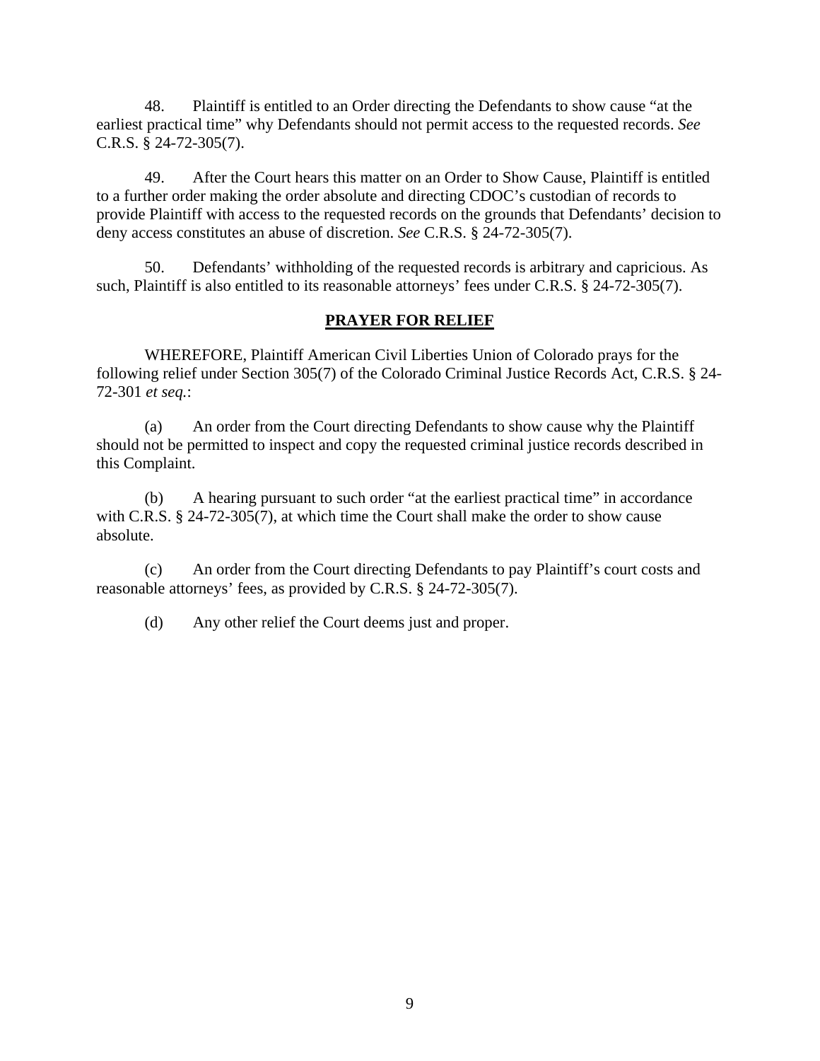48. Plaintiff is entitled to an Order directing the Defendants to show cause "at the earliest practical time" why Defendants should not permit access to the requested records. *See* C.R.S. § 24-72-305(7).

49. After the Court hears this matter on an Order to Show Cause, Plaintiff is entitled to a further order making the order absolute and directing CDOC's custodian of records to provide Plaintiff with access to the requested records on the grounds that Defendants' decision to deny access constitutes an abuse of discretion. *See* C.R.S. § 24-72-305(7).

50. Defendants' withholding of the requested records is arbitrary and capricious. As such, Plaintiff is also entitled to its reasonable attorneys' fees under C.R.S. § 24-72-305(7).

## **PRAYER FOR RELIEF**

WHEREFORE, Plaintiff American Civil Liberties Union of Colorado prays for the following relief under Section 305(7) of the Colorado Criminal Justice Records Act, C.R.S. § 24-72-301 *et seq.*:

(a) An order from the Court directing Defendants to show cause why the Plaintiff should not be permitted to inspect and copy the requested criminal justice records described in this Complaint.

(b) A hearing pursuant to such order "at the earliest practical time" in accordance with C.R.S. § 24-72-305(7), at which time the Court shall make the order to show cause absolute.

(c) An order from the Court directing Defendants to pay Plaintiff's court costs and reasonable attorneys' fees, as provided by C.R.S. § 24-72-305(7).

(d) Any other relief the Court deems just and proper.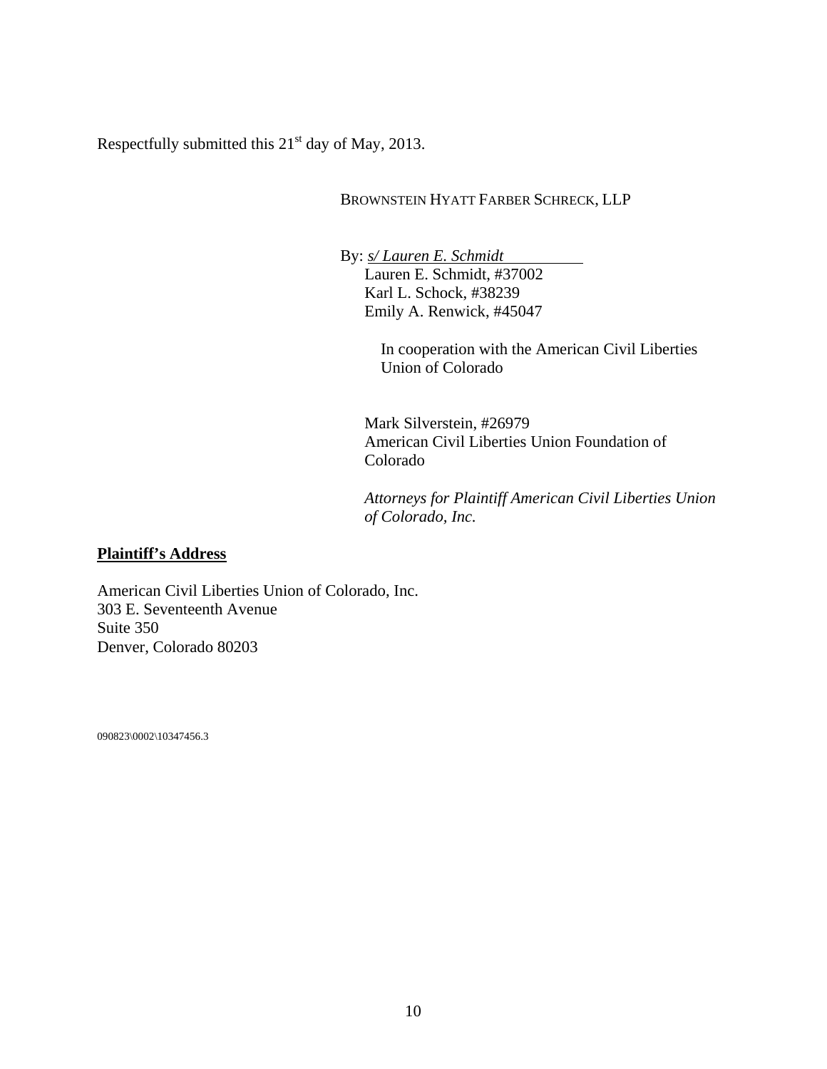Respectfully submitted this 21st day of May, 2013.

BROWNSTEIN HYATT FARBER SCHRECK, LLP

By: *s/ Lauren E. Schmidt*
Lauren E. Schmidt, #37002
Karl L. Schock, #38239
Emily A. Renwick, #45047

In cooperation with the American Civil Liberties Union of Colorado

Mark Silverstein, #26979
American Civil Liberties Union Foundation of Colorado

*Attorneys for Plaintiff American Civil Liberties Union of Colorado, Inc.*

**Plaintiff's Address**

American Civil Liberties Union of Colorado, Inc.
303 E. Seventeenth Avenue
Suite 350
Denver, Colorado 80203

090823\0002\10347456.3